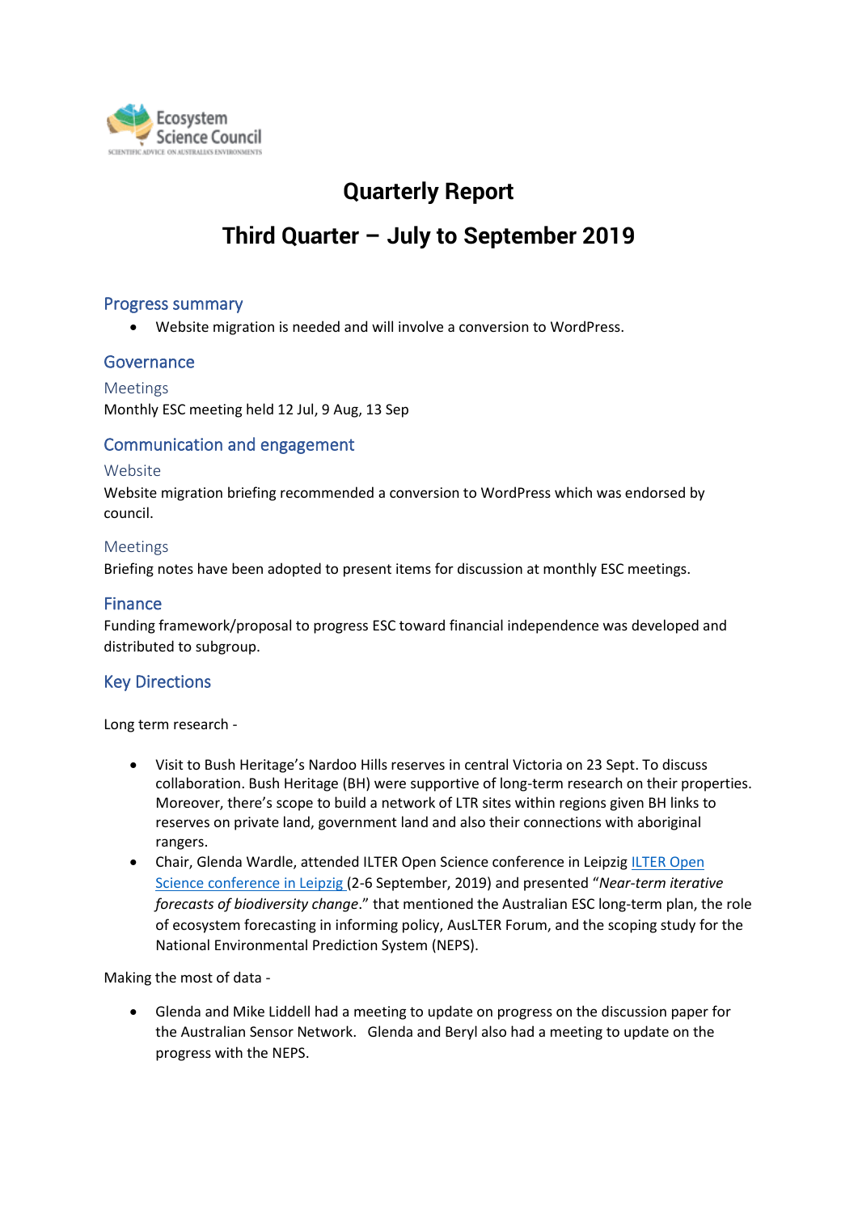# Quarterly Report

# Third Quarter – July to September 2019

## Progress summary

- Website migration is needed and will involve a conversion to WordPress.

## Governance

### Meetings

Monthly ESC meeting held 12 Jul, 9 Aug, 13 Sep

## Communication and engagement

### Website

Website migration briefing recommended a conversion to WordPress which was endorsed by council.

### Meetings

Briefing notes have been adopted to present items for discussion at monthly ESC meetings.

## Finance

Funding framework/proposal to progress ESC toward financial independence was developed and distributed to subgroup.

## Key Directions

Long term research -

- Visit to Bush Heritage's Nardoo Hills reserves in central Victoria on 23 Sept. To discuss collaboration. Bush Heritage (BH) were supportive of long-term research on their properties. Moreover, there's scope to build a network of LTR sites within regions given BH links to reserves on private land, government land and also their connections with aboriginal rangers.
- Chair, Glenda Wardle, attended ILTER Open Science conference in Leipzig [ILTER Open Science conference in Leipzig](#) (2-6 September, 2019) and presented "*Near-term iterative forecasts of biodiversity change*." that mentioned the Australian ESC long-term plan, the role of ecosystem forecasting in informing policy, AusLTER Forum, and the scoping study for the National Environmental Prediction System (NEPS).

Making the most of data -

- Glenda and Mike Liddell had a meeting to update on progress on the discussion paper for the Australian Sensor Network. Glenda and Beryl also had a meeting to update on the progress with the NEPS.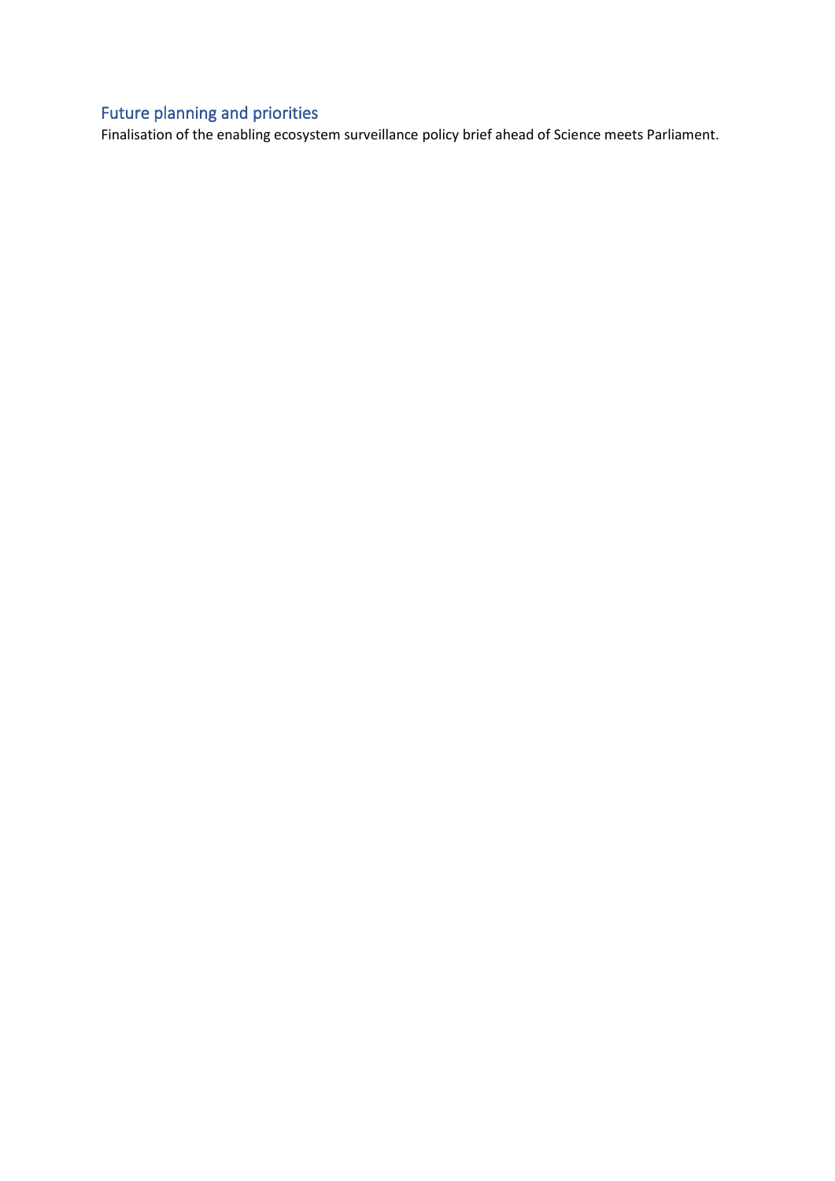## Future planning and priorities

Finalisation of the enabling ecosystem surveillance policy brief ahead of Science meets Parliament.